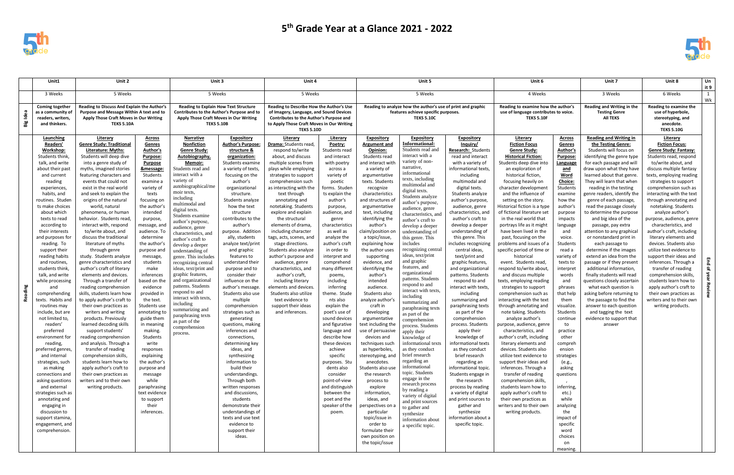# 5th Grade Year at a Glance 2021 - 2022

| | Unit1 | Unit 2 | | Unit 3 | | Unit 4 | | Unit 5 | | | Unit 6 | | Unit 7 | Unit 8 | Unit 9 |
|---|---|---|---|---|---|---|---|---|---|---|---|---|---|---|---|
| | 3 Weeks | 5 Weeks | | 5 Weeks | | 5 Weeks | | 5 Weeks | | | 4 Weeks | | 3 Weeks | 6 Weeks | 1 Wk |
| Big Idea | **Coming together as a community of readers, writers, and thinkers.** | **Reading to Discuss And Explain the Author's Purpose and Message Within A text and to Apply Those Craft Moves in Our Writing TEKS 5.10A** | | **Reading to Explain How Text Structure Contributes to the Author's Purpose and to Apply Those Craft Moves in Our Writing TEKS 5.10B** | | **Reading to Describe How the Author's Use of Imagery, Language, and Sound Devices Contributes to the Author's Purpose and to Apply Those Craft Moves in Our Writing TEKS 5.10D** | | **Reading to analyze how the author's use of print and graphic features achieve specific purposes. TEKS 5.10C** | | | **Reading to examine how the author's use of language contributes to voice. TEKS 5.10F** | | **Reading and Writing in the Testing Genre All TEKS** | **Reading to examine the use of hyperbole, stereotyping, and anecdote. TEKS 5.10G** | |
| Reading | **Launching Readers' Workshop:** Students think, talk, and write about their past and current reading experiences, habits, and routines. Students makes choices about which texts to read according to their interests and purposes for reading. To support their reading habits and routines, students think, talk, and write while processing and comprehending texts. Habits and routines may include, but are not limited to, readers' preferred environment for reading, preferred genres, and internal strategies, such as making connections and asking questions and external strategies such as annotating and engaging in discussion to support stamina, engagement, and comprehension. | **Literary Genre Study: Traditional Literature: Myths:** Students will deep dive into a genre study of myths, imagined stories featuring characters and events that could not exist in the real world and seek to explain the origins of the natural world, natural phenomena, or human behavior. Students read, interact with, respond to/write about, and discuss the traditional literature of myths through genre study. Students analyze genre characteristics and author's craft of literary elements and devices. Through a transfer of reading comprehension skills, students learn how to apply author's craft to their own practices as writers and writing products. Previously learned decoding skills support students' reading comprehension and analysis. Through a transfer of reading comprehension skills, students learn how to apply author's craft to their own practices as writers and to their own writing products. | **Across Genres Author's Purpose: Purpose &message:** Students examine a variety of texts focusing on the author's intended purpose, message, and audience. To determine the author's purpose and message, students make inferences based on the evidence provided in the text. Students use annotating to guide them in meaning making. Students write responses explaining the author's purpose and message while paraphrasing text evidence to support their inferences. | **Narrative Nonfiction Genre Study: Autobiography, Memoir:** Students read and interact with a variety of autobiographical/memoir texts, including multimodal and digital texts. Students examine author's purpose, audience, genre characteristics, and author's craft to develop a deeper understanding of genre. This includes recognizing central ideas, text/print and graphic features, and organizational patterns. Students respond to and interact with texts, including summarizing and paraphrasing texts as part of the comprehension process. | **Expository Author's Purpose: structure & organization:** Students examine a variety of texts, focusing on the author's organizational structure. Students analyze how the text structure contributes to the author's purpose. Additionally, students analyze text/print and graphic features to understand their purpose and to consider their influence on the author's message. Students also use multiple comprehension strategies such as generating questions, making inferences and connections, determining key ideas, and synthesizing information to build their understandings. Through both written responses and discussions, students demonstrate their understandings of texts and use text evidence to support their ideas. | **Literary Drama:** Students read, respond to/write about, and discuss multiple scenes from plays while employing strategies to support comprehension such as interacting with the text through annotating and notetaking. Students explore and explain the structural elements of drama, including character tags, acts, scenes, and stage directions. Students also analyze author's purpose and audience, genre characteristics, and author's craft, including literary elements and devices. Students also utilize text evidence to support their ideas and inferences. | **Literary Poetry:** Students read and interact with poetry across a variety of poetic forms. Students explain the author's purpose, audience, and genre characteristics as well as analyze the author's craft in order to interpret and comprehend many different poems, including inferring theme. Students also explain the poet's use of sound devices and figurative language and describe how these devices achieve specific purposes. Students also consider point-of-view and distinguish between the poet and the speaker of the poem. | **Expository Argument and Opinion:** Students read and interact with a variety of argumentative texts. Students recognize characteristics and structures of argumentative text, including identifying the author's claim/position on a topic/issue, explaining how the author uses supporting evidence, and identifying the author's intended audience. Students also analyze author's craft in developing argumentative text including the use of persuasive devices and techniques such as hyperboles, stereotyping, and anecdotes. Students also use the research process to explore information, ideas, and perspectives on a particular topic/issue in order to formulate their own position on the topic/issue | **Expository Informational:** Students read and interact with a variety of non-narrative, informational texts, including multimodal and digital texts. Students analyze author's purpose, audience, genre characteristics, and author's craft to develop a deeper understanding of this genre. This includes recognizing central ideas, text/print and graphic features, and organizational patterns. Students respond to and interact with texts, including summarizing and paraphrasing texts as part of the comprehension process. Students apply their knowledge of informational texts as they conduct brief research regarding an informational topic. Students engage in the research process by reading a variety of digital and print sources to gather and synthesize information about a specific topic. | **Expository Research: Inquiry/** Students read and interact with a variety of informational texts, including multimodal and digital texts. Students analyze author's purpose, audience, genre characteristics, and author's craft to develop a deeper understanding of this genre. This includes recognizing central ideas, text/print and graphic features, and organizational patterns. Students respond to and interact with texts, including summarizing and paraphrasing texts as part of the comprehension process. Students apply their knowledge of informational texts as they conduct brief research regarding an informational topic. Students engage in the research process by reading a variety of digital and print sources to gather and synthesize information about a specific topic. | **Literary Fiction Focus Genre Study: Historical Fiction:** Students deep dive into an exploration of historical fiction, focusing heavily on character development and the influence of setting on the story. Historical fiction is a type of fictional literature set in the real world that portrays life as it might have been lived in the past, focusing on the problems and issues of a specific period of time or historical event. Students read, respond to/write about, and discuss multiple texts, employing reading strategies to support comprehension such as interacting with the text through annotating and note taking. Students analyze author's purpose, audience, genre characteristics, and author's craft, including literary elements and devices. Students also utilize text evidence to support their ideas and inferences. Through a transfer of reading comprehension skills, students learn how to apply author's craft to their own practices as writers and to their own writing products. | **Across Genres Author's Purpose: Language and Word Choice:** Students examine how the author's purpose impacts language and voice. Students read a variety of texts to interpret words and phrases that help them visualize. Students continue to practice other comprehension strategies (e.g., asking questions, inferring, etc.) while analyzing the impact of specific word choices on meaning. | **Reading and Writing in the Testing Genre:** Students will focus on identifying the genre type for each passage and will draw upon what they have learned about that genre. They will learn that when reading in the testing genre readers, identify the genre of each passage, read the passage closely to determine the purpose and big idea of the passage, pay extra attention to any graphical or nonstandard print in each passage to determine if the images extend an idea from the passage or if they present additional information, finally students will read questions closely ascertain what each question is asking before returning to the passage to find the answer to each question and tagging the text evidence to support that answer | **Literary Fiction Focus: Genre Study: Fantasy:** Students read, respond to/write about, and discuss multiple fantasy texts, employing reading strategies to support comprehension such as interacting with the text through annotating and notetaking. Students analyze author's purpose, audience, genre characteristics, and author's craft, including literary elements and devices. Students also utilize text evidence to support their ideas and inferences. Through a transfer of reading comprehension skills, students learn how to apply author's craft to their own practices as writers and to their own writing products. | End of year Review |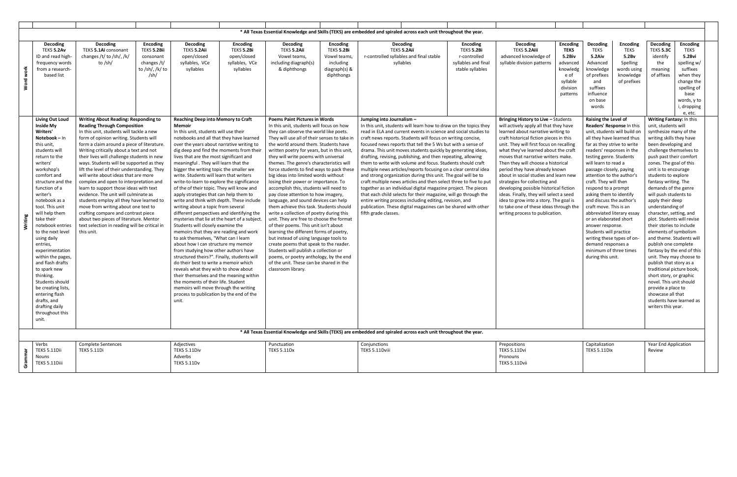| | | | | | | | | | | | | | | | |
|---|---|---|---|---|---|---|---|---|---|---|---|---|---|---|---|
| | * All Texas Essential Knowledge and Skills (TEKS) are embedded and spiraled across each unit throughout the year. | | | | | | | | | | | | | | |
| **Word work** | **Decoding** TEKS **5.2Av** ID and read high-frequency words from a research-based list | **Decoding** TEKS **5.1Ai** consonant changes /t/ to /sh/, /k/ to /sh/ | **Encoding** TEKS **5.2Bii** consonant changes /t/ to /sh/, /k/ to /sh/ | **Decoding** TEKS **5.2Aii** open/closed syllables, VCe syllables | **Encoding** TEKS **5.2Bi** open/closed syllables, VCe syllables | **Decoding** TEKS **5.2Aii** Vowel teams, including diagraph(s) & diphthongs | **Encoding** TEKS **5.2Bi** Vowel teams, including diagraph(s) & diphthongs | **Decoding** TEKS **5.2Aii** r-controlled syllables and final stable syllables | **Encoding** TEKS **5.2Bi** r-controlled syllables and final stable syllables | **Decoding** TEKS **5.2Aiii** advanced knowledge of syllable division patterns | **Encoding** **TEKS 5.2Biv** advanced knowledge of syllable division patterns | **Decoding** TEKS **5.2Aiv** Advanced knowledge of prefixes and suffixes influence on base words | **Encoding** TEKS **5.2Bv** Spelling words using knowledge of prefixes | **Decoding** TEKS **5.3C** identify the meaning of affixes | **Encoding** TEKS **5.2Bvi** spelling w/ suffixes when they change the spelling of base words, y to i, dropping e, etc. |
| **Writing** | **Living Out Loud Inside My Writers' Notebook** – In this unit, students will return to the writers' workshop's comfort and structure and the function of a writer's notebook as a tool. This unit will help them take their notebook entries to the next level using daily entries, experimentation within the pages, and flash drafts to spark new thinking. Students should be creating lists, entering flash drafts, and drafting daily throughout this unit. | **Writing About Reading: Responding to Reading Through Composition** In this unit, students will tackle a new form of opinion writing. Students will form a claim around a piece of literature. Writing critically about a text and not their lives will challenge students in new ways. Students will be supported as they lift the level of their understanding. They will write about ideas that are more complex and open to interpretation and learn to support those ideas with text evidence. The unit will culminate as students employ all they have learned to move from writing about one text to crafting compare and contrast piece about two pieces of literature. Mentor text selection in reading will be critical in this unit. | | **Reaching Deep into Memory to Craft Memoir** In this unit, students will use their notebooks and all that they have learned over the years about narrative writing to dig deep and find the moments from their lives that are the most significant and meaningful . They will learn that the bigger the writing topic the smaller we write. Students will learn that writers write-to-learn to explore the significance of the of their topic. They will know and apply strategies that can help them to write and think with depth. These include writing about a topic from several different perspectives and identifying the mysteries that lie at the heart of a subject. Students will closely examine the memoirs that they are reading and work to ask themselves, "What can I learn about how I can structure my memoir from studying how other authors have structured theirs?". Finally, students will do their best to write a memoir which reveals what they wish to show about their themselves and the meaning within the moments of their life. Student memoirs will move through the writing process to publication by the end of the unit. | | **Poems Paint Pictures in Words** In this unit, students will focus on how they can observe the world like poets. They will use all of their senses to take in the world around them. Students have written poetry for years, but in this unit, they will write poems with universal themes. The genre's characteristics will force students to find ways to pack these big ideas into limited words without losing their power or importance. To accomplish this, students will need to pay close attention to how imagery, language, and sound devices can help them achieve this task. Students should write a collection of poetry during this unit. They are free to choose the format of their poems. This unit isn't about learning the different forms of poetry, but instead of using language tools to create poems that speak to the reader. Students will publish a collection or poems, or poetry anthology, by the end of the unit. These can be shared in the classroom library. | | **Jumping into Journalism** – In this unit, students will learn how to draw on the topics they read in ELA and current events in science and social studies to craft news reports. Students will focus on writing concise, focused news reports that tell the 5 Ws but with a sense of drama. This unit moves students quickly by generating ideas, drafting, revising, publishing, and then repeating, allowing them to write with volume and focus. Students should craft multiple news articles/reports focusing on a clear central idea and strong organization during this unit. The goal will be to craft multiple news articles and then select three to five to put together as an individual digital magazine project. The pieces that each child selects for their magazine, will go through the entire writing process including editing, revision, and publication. These digital magazines can be shared with other fifth grade classes. | | **Bringing History to Live** – Students will actively apply all that they have learned about narrative writing to craft historical fiction pieces in this unit. They will first focus on recalling what they've learned about the craft moves that narrative writers make. Then they will choose a historical period they have already known about in social studies and learn new strategies for collecting and developing possible historical fiction ideas. Finally, they will select a seed idea to grow into a story. The goal is to take one of these ideas through the writing process to publication. | | **Raising the Level of Readers' Response** In this unit, students will build on all they have learned thus far as they strive to write readers' responses in the testing genre. Students will learn to read a passage closely, paying attention to the author's craft. They will then respond to a prompt asking them to identify and discuss the author's craft move. This is an abbreviated literary essay or an elaborated short answer response. Students will practice writing these types of on-demand responses a minimum of three times during this unit. | | **Writing Fantasy:** In this unit, students will synthesize many of the writing skills they have been developing and challenge themselves to push past their comfort zones. The goal of this unit is to encourage students to explore fantasy writing. The demands of the genre will push students to apply their deep understanding of character, setting, and plot. Students will revise their stories to include elements of symbolism and theme. Students will publish one complete fantasy by the end of this unit. They may choose to publish that story as a traditional picture book, short story, or graphic novel. This unit should provide a place to showcase all that students have learned as writers this year. | |
| | * All Texas Essential Knowledge and Skills (TEKS) are embedded and spiraled across each unit throughout the year. | | | | | | | | | | | | | | |
| **Grammar** | Verbs<br>TEKS 5.11Dii<br>Nouns<br>TEKS 5.11Diii | Complete Sentences<br>TEKS 5.11Di | | Adjectives<br>TEKS 5.11Div<br>Adverbs<br>TEKS 5.11Dv | | Punctuation<br>TEKS 5.11Dx | | Conjunctions<br>TEKS 5.11Dviii | | Prepositions<br>TEKS 5.11Dvi<br>Pronouns<br>TEKS 5.11Dvii | | Capitalization<br>TEKS 5.11Dix | | Year End Application<br>Review | |